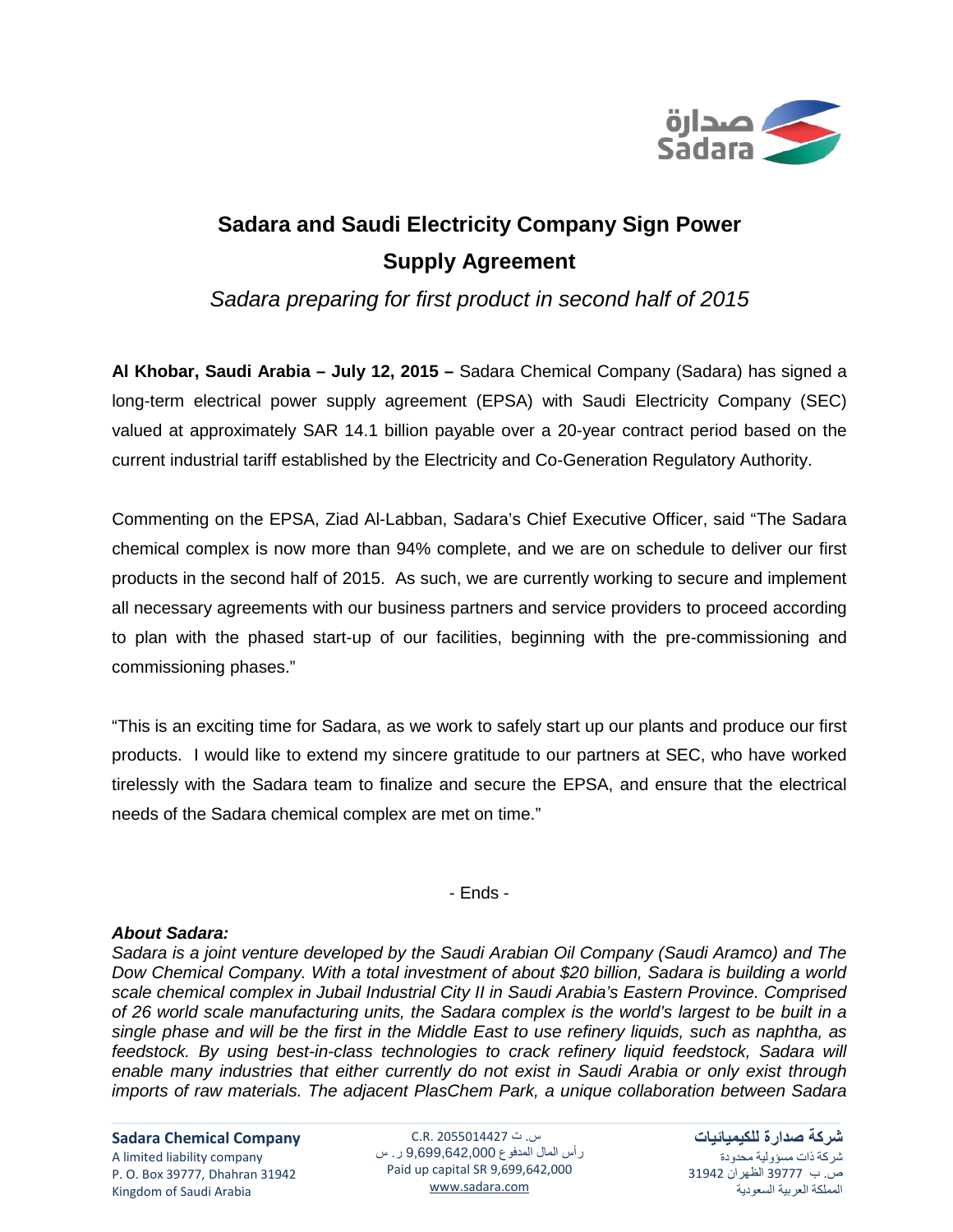# Sadara and Saudi Electricity Company Sign Power Supply Agreement

*Sadara preparing for first product in second half of 2015*

**Al Khobar, Saudi Arabia – July 12, 2015 –** Sadara Chemical Company (Sadara) has signed a long-term electrical power supply agreement (EPSA) with Saudi Electricity Company (SEC) valued at approximately SAR 14.1 billion payable over a 20-year contract period based on the current industrial tariff established by the Electricity and Co-Generation Regulatory Authority.

Commenting on the EPSA, Ziad Al-Labban, Sadara's Chief Executive Officer, said "The Sadara chemical complex is now more than 94% complete, and we are on schedule to deliver our first products in the second half of 2015. As such, we are currently working to secure and implement all necessary agreements with our business partners and service providers to proceed according to plan with the phased start-up of our facilities, beginning with the pre-commissioning and commissioning phases."

"This is an exciting time for Sadara, as we work to safely start up our plants and produce our first products. I would like to extend my sincere gratitude to our partners at SEC, who have worked tirelessly with the Sadara team to finalize and secure the EPSA, and ensure that the electrical needs of the Sadara chemical complex are met on time."

- Ends -

***About Sadara:***

*Sadara is a joint venture developed by the Saudi Arabian Oil Company (Saudi Aramco) and The Dow Chemical Company. With a total investment of about $20 billion, Sadara is building a world scale chemical complex in Jubail Industrial City II in Saudi Arabia's Eastern Province. Comprised of 26 world scale manufacturing units, the Sadara complex is the world's largest to be built in a single phase and will be the first in the Middle East to use refinery liquids, such as naphtha, as feedstock. By using best-in-class technologies to crack refinery liquid feedstock, Sadara will enable many industries that either currently do not exist in Saudi Arabia or only exist through imports of raw materials. The adjacent PlasChem Park, a unique collaboration between Sadara*

**Sadara Chemical Company**
A limited liability company
P. O. Box 39777, Dhahran 31942
Kingdom of Saudi Arabia

س. ت C.R. 2055014427
رأس المال المدفوع 9,699,642,000 ر. س
Paid up capital SR 9,699,642,000
www.sadara.com

**شركة صدارة للكيميائيات**
شركة ذات مسؤولية محدودة
ص. ب 39777 الظهران 31942
المملكة العربية السعودية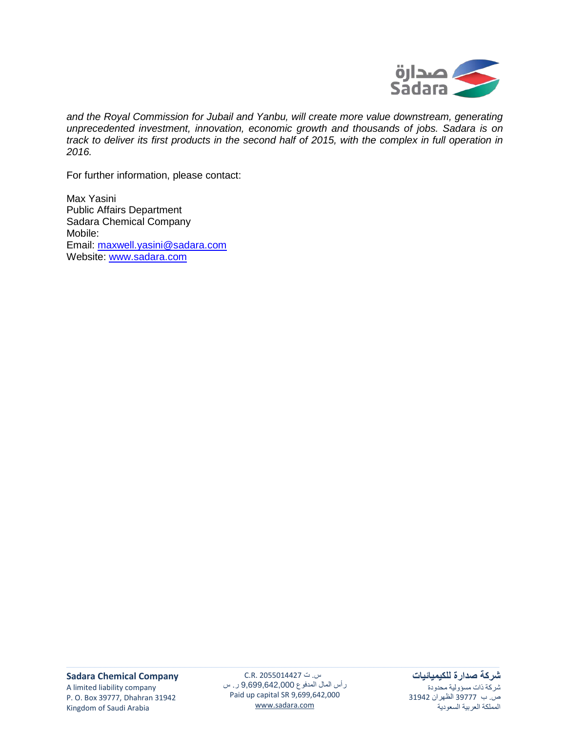*and the Royal Commission for Jubail and Yanbu, will create more value downstream, generating unprecedented investment, innovation, economic growth and thousands of jobs. Sadara is on track to deliver its first products in the second half of 2015, with the complex in full operation in 2016.*

For further information, please contact:

Max Yasini
Public Affairs Department
Sadara Chemical Company
Mobile:
Email: maxwell.yasini@sadara.com
Website: www.sadara.com